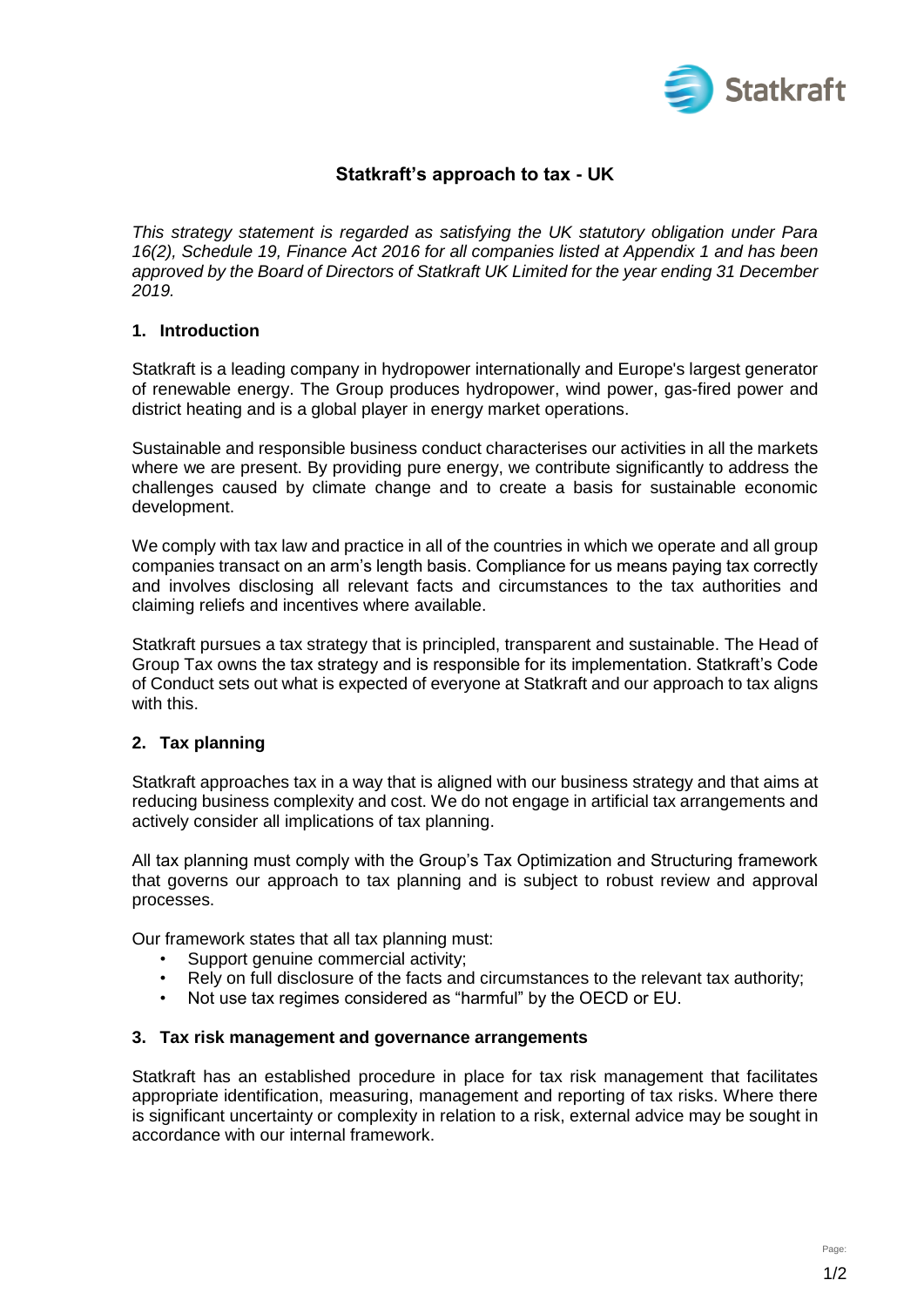# Statkraft's approach to tax - UK

*This strategy statement is regarded as satisfying the UK statutory obligation under Para 16(2), Schedule 19, Finance Act 2016 for all companies listed at Appendix 1 and has been approved by the Board of Directors of Statkraft UK Limited for the year ending 31 December 2019.*

## 1. Introduction

Statkraft is a leading company in hydropower internationally and Europe's largest generator of renewable energy. The Group produces hydropower, wind power, gas-fired power and district heating and is a global player in energy market operations.

Sustainable and responsible business conduct characterises our activities in all the markets where we are present. By providing pure energy, we contribute significantly to address the challenges caused by climate change and to create a basis for sustainable economic development.

We comply with tax law and practice in all of the countries in which we operate and all group companies transact on an arm's length basis. Compliance for us means paying tax correctly and involves disclosing all relevant facts and circumstances to the tax authorities and claiming reliefs and incentives where available.

Statkraft pursues a tax strategy that is principled, transparent and sustainable. The Head of Group Tax owns the tax strategy and is responsible for its implementation. Statkraft's Code of Conduct sets out what is expected of everyone at Statkraft and our approach to tax aligns with this.

## 2. Tax planning

Statkraft approaches tax in a way that is aligned with our business strategy and that aims at reducing business complexity and cost. We do not engage in artificial tax arrangements and actively consider all implications of tax planning.

All tax planning must comply with the Group's Tax Optimization and Structuring framework that governs our approach to tax planning and is subject to robust review and approval processes.

Our framework states that all tax planning must:

- Support genuine commercial activity;
- Rely on full disclosure of the facts and circumstances to the relevant tax authority;
- Not use tax regimes considered as "harmful" by the OECD or EU.

## 3. Tax risk management and governance arrangements

Statkraft has an established procedure in place for tax risk management that facilitates appropriate identification, measuring, management and reporting of tax risks. Where there is significant uncertainty or complexity in relation to a risk, external advice may be sought in accordance with our internal framework.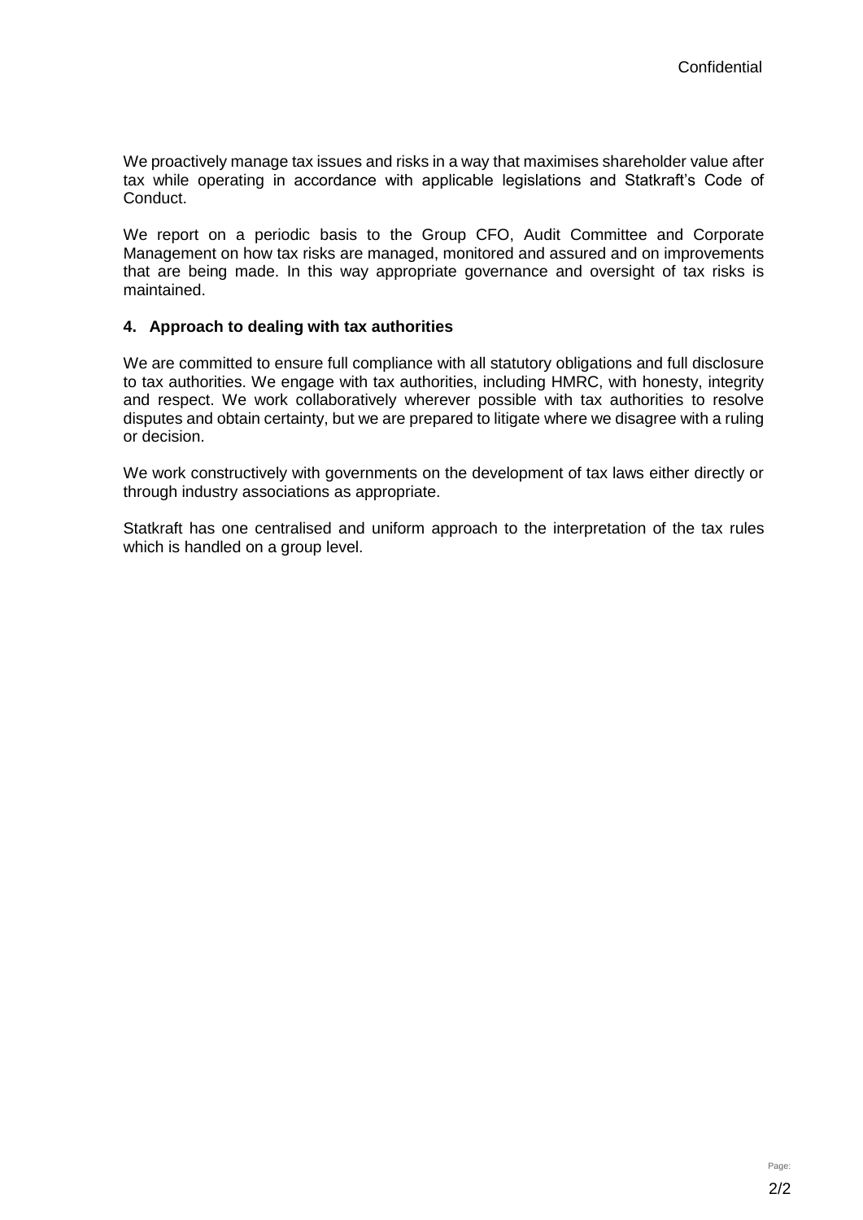We proactively manage tax issues and risks in a way that maximises shareholder value after tax while operating in accordance with applicable legislations and Statkraft's Code of Conduct.

We report on a periodic basis to the Group CFO, Audit Committee and Corporate Management on how tax risks are managed, monitored and assured and on improvements that are being made. In this way appropriate governance and oversight of tax risks is maintained.

## 4. Approach to dealing with tax authorities

We are committed to ensure full compliance with all statutory obligations and full disclosure to tax authorities. We engage with tax authorities, including HMRC, with honesty, integrity and respect. We work collaboratively wherever possible with tax authorities to resolve disputes and obtain certainty, but we are prepared to litigate where we disagree with a ruling or decision.

We work constructively with governments on the development of tax laws either directly or through industry associations as appropriate.

Statkraft has one centralised and uniform approach to the interpretation of the tax rules which is handled on a group level.